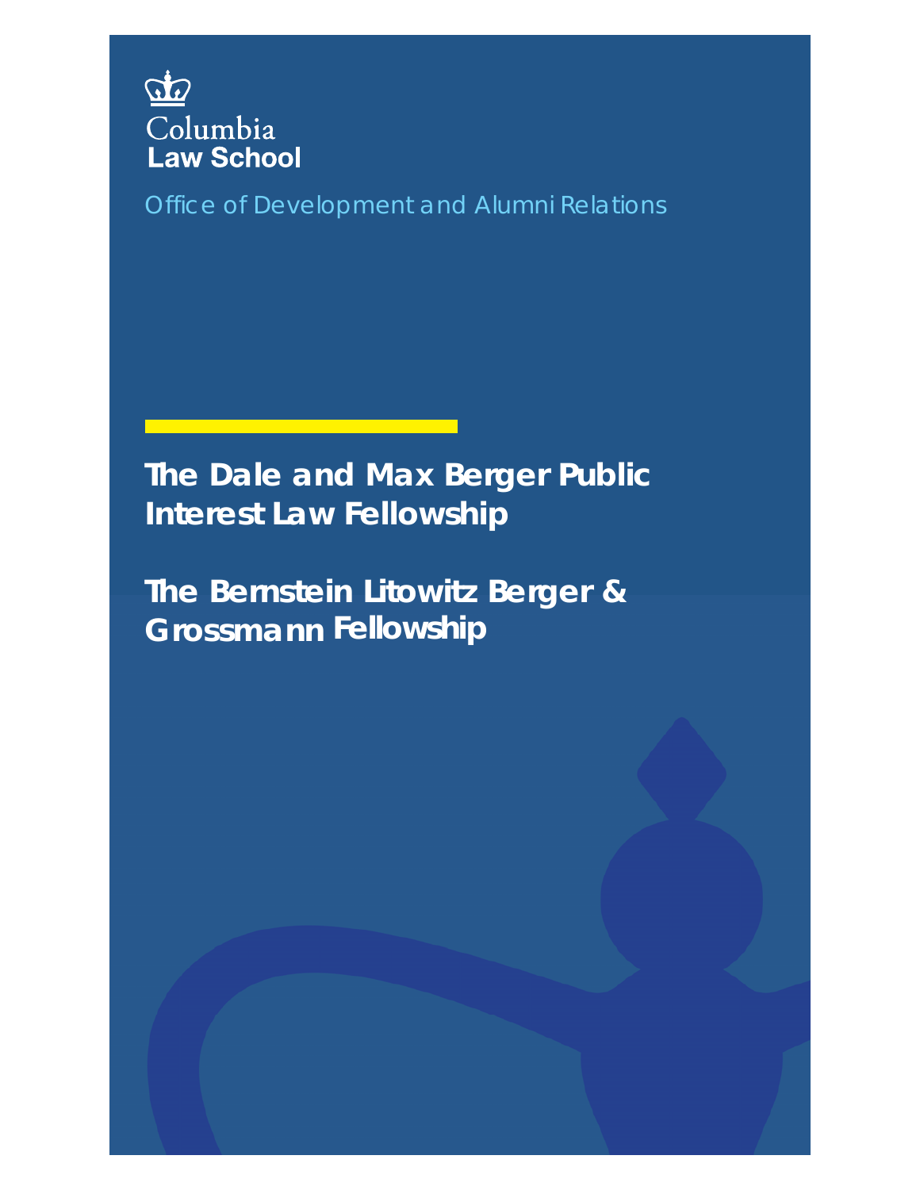Columbia
Law School

Office of Development and Alumni Relations

# The Dale and Max Berger Public Interest Law Fellowship

# The Bernstein Litowitz Berger & Grossmann Fellowship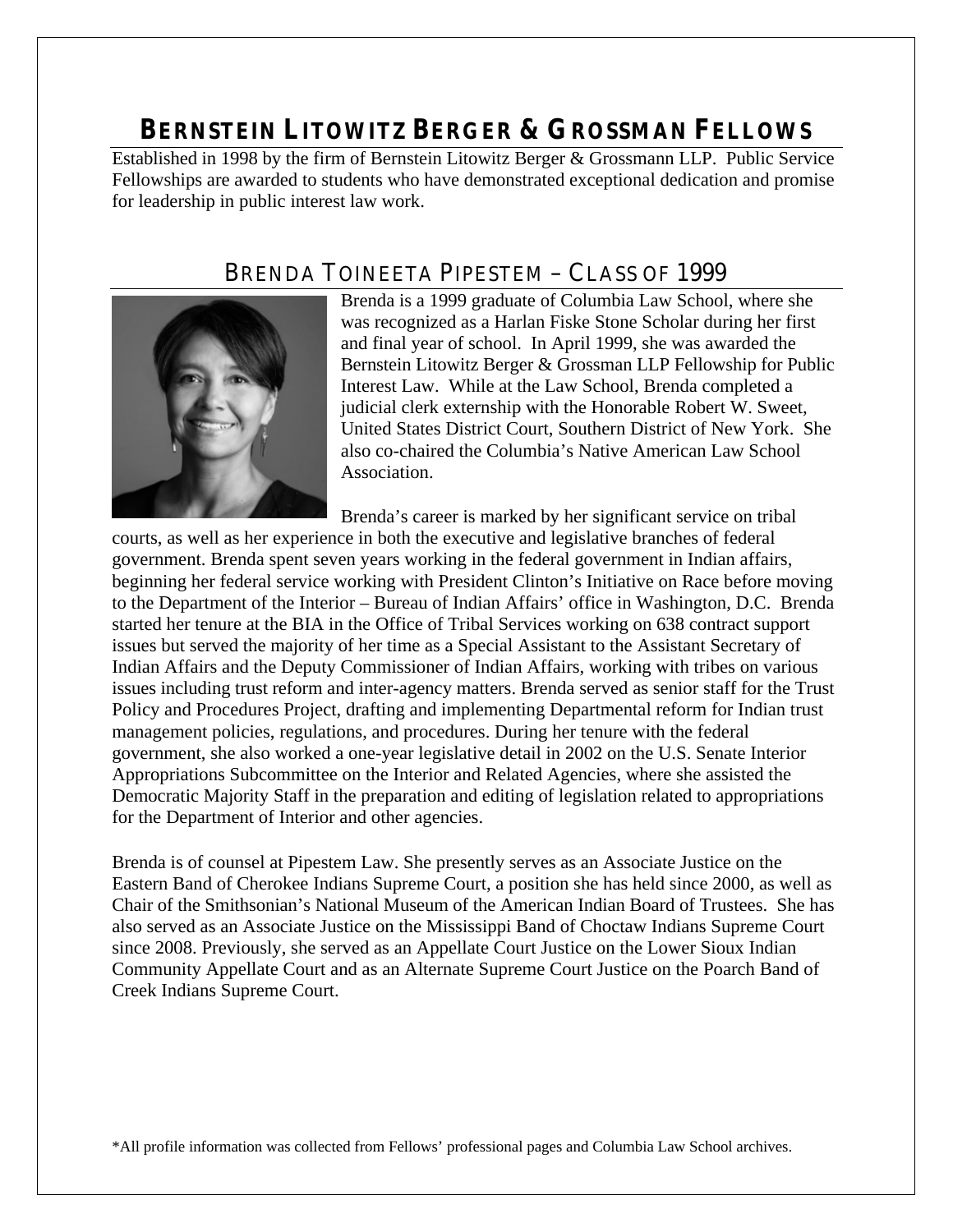# Bernstein Litowitz Berger & Grossman Fellows

Established in 1998 by the firm of Bernstein Litowitz Berger & Grossmann LLP. Public Service Fellowships are awarded to students who have demonstrated exceptional dedication and promise for leadership in public interest law work.

## Brenda Toineeta Pipestem – Class of 1999

Brenda is a 1999 graduate of Columbia Law School, where she was recognized as a Harlan Fiske Stone Scholar during her first and final year of school. In April 1999, she was awarded the Bernstein Litowitz Berger & Grossman LLP Fellowship for Public Interest Law. While at the Law School, Brenda completed a judicial clerk externship with the Honorable Robert W. Sweet, United States District Court, Southern District of New York. She also co-chaired the Columbia's Native American Law School Association.

Brenda's career is marked by her significant service on tribal courts, as well as her experience in both the executive and legislative branches of federal government. Brenda spent seven years working in the federal government in Indian affairs, beginning her federal service working with President Clinton's Initiative on Race before moving to the Department of the Interior – Bureau of Indian Affairs' office in Washington, D.C. Brenda started her tenure at the BIA in the Office of Tribal Services working on 638 contract support issues but served the majority of her time as a Special Assistant to the Assistant Secretary of Indian Affairs and the Deputy Commissioner of Indian Affairs, working with tribes on various issues including trust reform and inter-agency matters. Brenda served as senior staff for the Trust Policy and Procedures Project, drafting and implementing Departmental reform for Indian trust management policies, regulations, and procedures. During her tenure with the federal government, she also worked a one-year legislative detail in 2002 on the U.S. Senate Interior Appropriations Subcommittee on the Interior and Related Agencies, where she assisted the Democratic Majority Staff in the preparation and editing of legislation related to appropriations for the Department of Interior and other agencies.

Brenda is of counsel at Pipestem Law. She presently serves as an Associate Justice on the Eastern Band of Cherokee Indians Supreme Court, a position she has held since 2000, as well as Chair of the Smithsonian's National Museum of the American Indian Board of Trustees. She has also served as an Associate Justice on the Mississippi Band of Choctaw Indians Supreme Court since 2008. Previously, she served as an Appellate Court Justice on the Lower Sioux Indian Community Appellate Court and as an Alternate Supreme Court Justice on the Poarch Band of Creek Indians Supreme Court.

*All profile information was collected from Fellows' professional pages and Columbia Law School archives.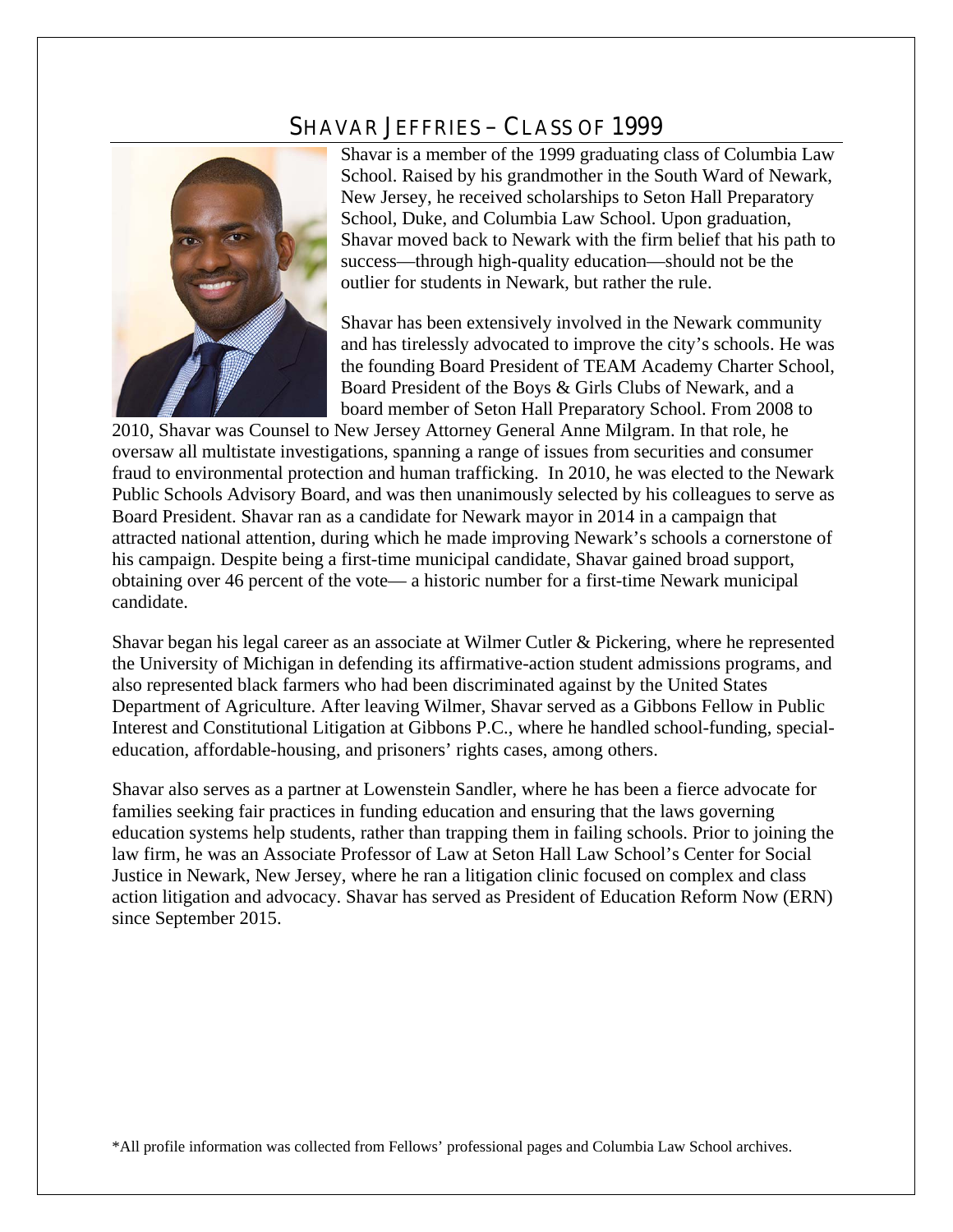# Shavar Jeffries – Class of 1999

Shavar is a member of the 1999 graduating class of Columbia Law School. Raised by his grandmother in the South Ward of Newark, New Jersey, he received scholarships to Seton Hall Preparatory School, Duke, and Columbia Law School. Upon graduation, Shavar moved back to Newark with the firm belief that his path to success—through high-quality education—should not be the outlier for students in Newark, but rather the rule.

Shavar has been extensively involved in the Newark community and has tirelessly advocated to improve the city's schools. He was the founding Board President of TEAM Academy Charter School, Board President of the Boys & Girls Clubs of Newark, and a board member of Seton Hall Preparatory School. From 2008 to 2010, Shavar was Counsel to New Jersey Attorney General Anne Milgram. In that role, he oversaw all multistate investigations, spanning a range of issues from securities and consumer fraud to environmental protection and human trafficking. In 2010, he was elected to the Newark Public Schools Advisory Board, and was then unanimously selected by his colleagues to serve as Board President. Shavar ran as a candidate for Newark mayor in 2014 in a campaign that attracted national attention, during which he made improving Newark's schools a cornerstone of his campaign. Despite being a first-time municipal candidate, Shavar gained broad support, obtaining over 46 percent of the vote— a historic number for a first-time Newark municipal candidate.

Shavar began his legal career as an associate at Wilmer Cutler & Pickering, where he represented the University of Michigan in defending its affirmative-action student admissions programs, and also represented black farmers who had been discriminated against by the United States Department of Agriculture. After leaving Wilmer, Shavar served as a Gibbons Fellow in Public Interest and Constitutional Litigation at Gibbons P.C., where he handled school-funding, special-education, affordable-housing, and prisoners' rights cases, among others.

Shavar also serves as a partner at Lowenstein Sandler, where he has been a fierce advocate for families seeking fair practices in funding education and ensuring that the laws governing education systems help students, rather than trapping them in failing schools. Prior to joining the law firm, he was an Associate Professor of Law at Seton Hall Law School's Center for Social Justice in Newark, New Jersey, where he ran a litigation clinic focused on complex and class action litigation and advocacy. Shavar has served as President of Education Reform Now (ERN) since September 2015.

*All profile information was collected from Fellows' professional pages and Columbia Law School archives.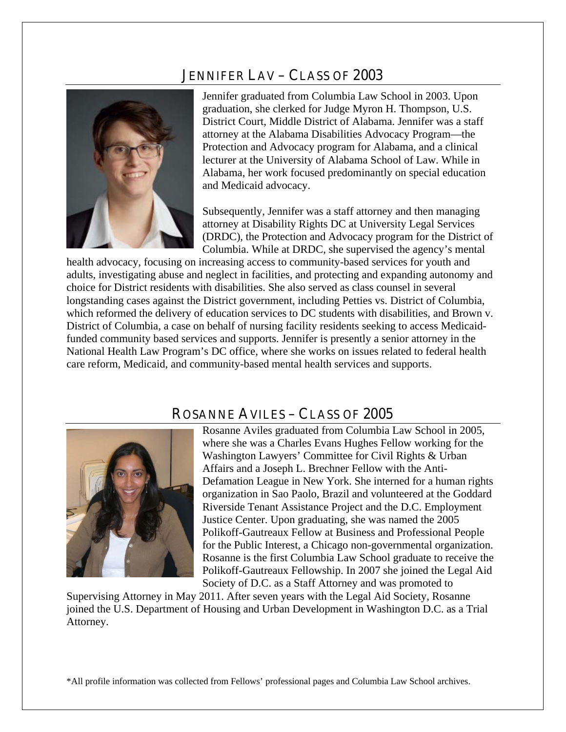## Jennifer Lav – Class of 2003

Jennifer graduated from Columbia Law School in 2003. Upon graduation, she clerked for Judge Myron H. Thompson, U.S. District Court, Middle District of Alabama. Jennifer was a staff attorney at the Alabama Disabilities Advocacy Program—the Protection and Advocacy program for Alabama, and a clinical lecturer at the University of Alabama School of Law. While in Alabama, her work focused predominantly on special education and Medicaid advocacy.

Subsequently, Jennifer was a staff attorney and then managing attorney at Disability Rights DC at University Legal Services (DRDC), the Protection and Advocacy program for the District of Columbia. While at DRDC, she supervised the agency's mental health advocacy, focusing on increasing access to community-based services for youth and adults, investigating abuse and neglect in facilities, and protecting and expanding autonomy and choice for District residents with disabilities. She also served as class counsel in several longstanding cases against the District government, including Petties vs. District of Columbia, which reformed the delivery of education services to DC students with disabilities, and Brown v. District of Columbia, a case on behalf of nursing facility residents seeking to access Medicaid-funded community based services and supports. Jennifer is presently a senior attorney in the National Health Law Program's DC office, where she works on issues related to federal health care reform, Medicaid, and community-based mental health services and supports.

## Rosanne Aviles – Class of 2005

Rosanne Aviles graduated from Columbia Law School in 2005, where she was a Charles Evans Hughes Fellow working for the Washington Lawyers' Committee for Civil Rights & Urban Affairs and a Joseph L. Brechner Fellow with the Anti-Defamation League in New York. She interned for a human rights organization in Sao Paolo, Brazil and volunteered at the Goddard Riverside Tenant Assistance Project and the D.C. Employment Justice Center. Upon graduating, she was named the 2005 Polikoff-Gautreaux Fellow at Business and Professional People for the Public Interest, a Chicago non-governmental organization. Rosanne is the first Columbia Law School graduate to receive the Polikoff-Gautreaux Fellowship. In 2007 she joined the Legal Aid Society of D.C. as a Staff Attorney and was promoted to Supervising Attorney in May 2011. After seven years with the Legal Aid Society, Rosanne joined the U.S. Department of Housing and Urban Development in Washington D.C. as a Trial Attorney.

*All profile information was collected from Fellows' professional pages and Columbia Law School archives.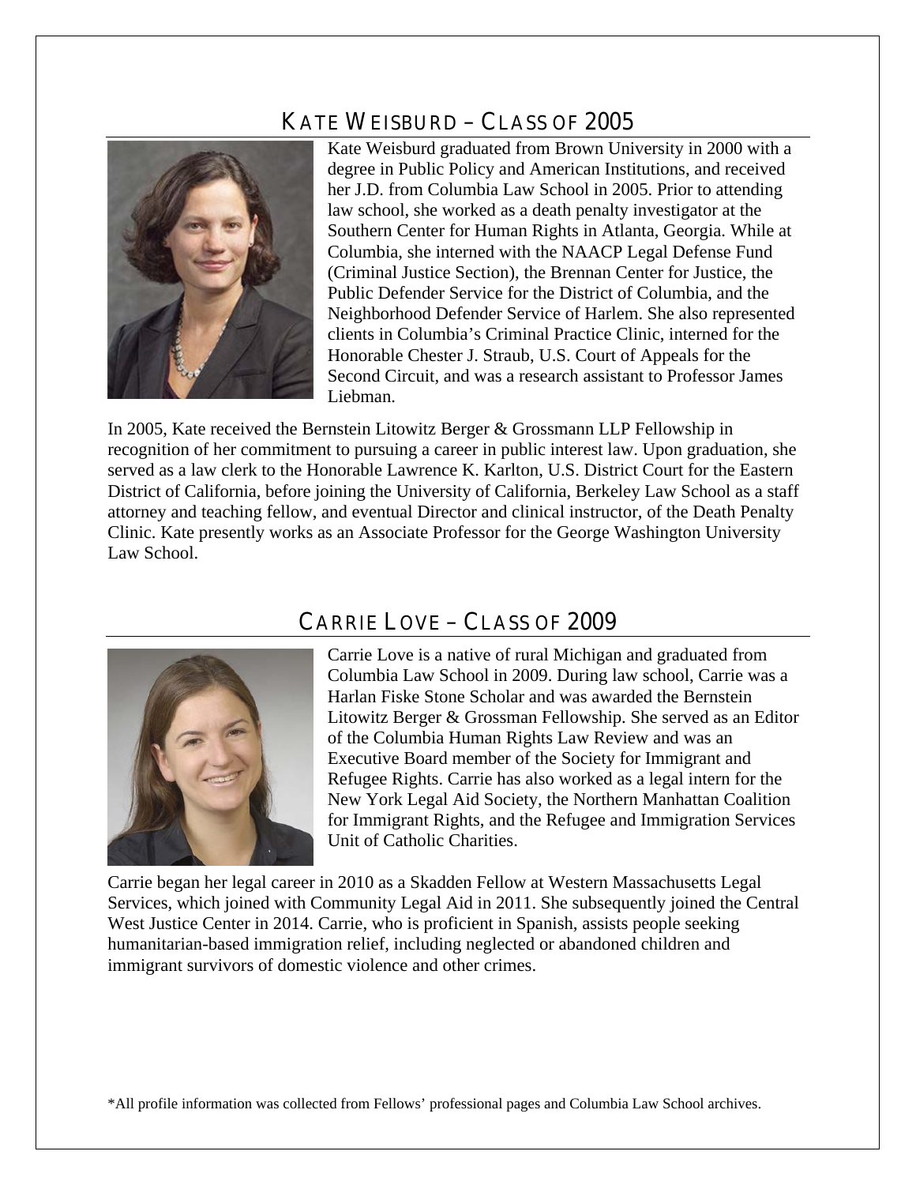## KATE WEISBURD – CLASS OF 2005

Kate Weisburd graduated from Brown University in 2000 with a degree in Public Policy and American Institutions, and received her J.D. from Columbia Law School in 2005. Prior to attending law school, she worked as a death penalty investigator at the Southern Center for Human Rights in Atlanta, Georgia. While at Columbia, she interned with the NAACP Legal Defense Fund (Criminal Justice Section), the Brennan Center for Justice, the Public Defender Service for the District of Columbia, and the Neighborhood Defender Service of Harlem. She also represented clients in Columbia's Criminal Practice Clinic, interned for the Honorable Chester J. Straub, U.S. Court of Appeals for the Second Circuit, and was a research assistant to Professor James Liebman.

In 2005, Kate received the Bernstein Litowitz Berger & Grossmann LLP Fellowship in recognition of her commitment to pursuing a career in public interest law. Upon graduation, she served as a law clerk to the Honorable Lawrence K. Karlton, U.S. District Court for the Eastern District of California, before joining the University of California, Berkeley Law School as a staff attorney and teaching fellow, and eventual Director and clinical instructor, of the Death Penalty Clinic. Kate presently works as an Associate Professor for the George Washington University Law School.

## CARRIE LOVE – CLASS OF 2009

Carrie Love is a native of rural Michigan and graduated from Columbia Law School in 2009. During law school, Carrie was a Harlan Fiske Stone Scholar and was awarded the Bernstein Litowitz Berger & Grossman Fellowship. She served as an Editor of the Columbia Human Rights Law Review and was an Executive Board member of the Society for Immigrant and Refugee Rights. Carrie has also worked as a legal intern for the New York Legal Aid Society, the Northern Manhattan Coalition for Immigrant Rights, and the Refugee and Immigration Services Unit of Catholic Charities.

Carrie began her legal career in 2010 as a Skadden Fellow at Western Massachusetts Legal Services, which joined with Community Legal Aid in 2011. She subsequently joined the Central West Justice Center in 2014. Carrie, who is proficient in Spanish, assists people seeking humanitarian-based immigration relief, including neglected or abandoned children and immigrant survivors of domestic violence and other crimes.

*All profile information was collected from Fellows' professional pages and Columbia Law School archives.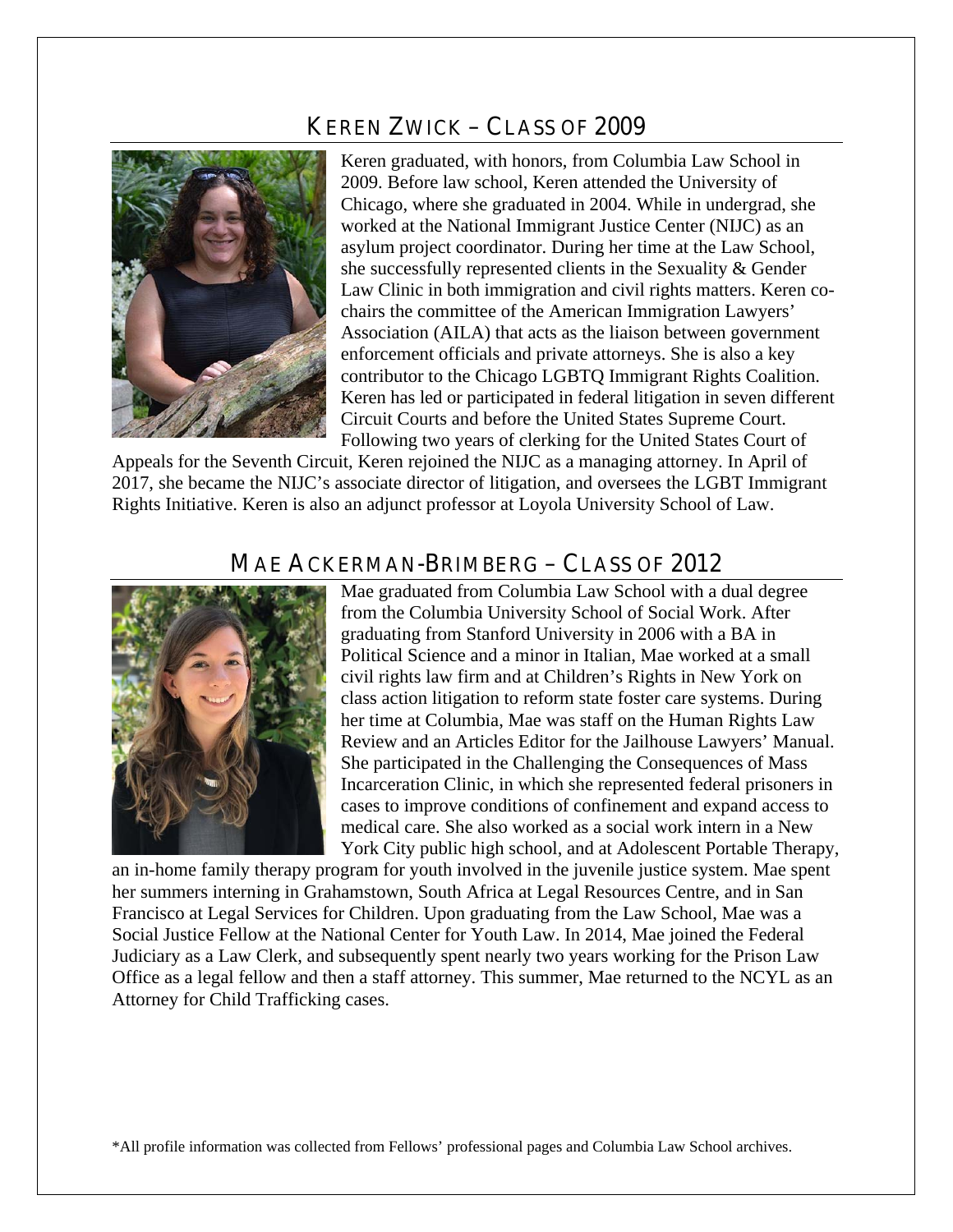## KEREN ZWICK – CLASS OF 2009

Keren graduated, with honors, from Columbia Law School in 2009. Before law school, Keren attended the University of Chicago, where she graduated in 2004. While in undergrad, she worked at the National Immigrant Justice Center (NIJC) as an asylum project coordinator. During her time at the Law School, she successfully represented clients in the Sexuality & Gender Law Clinic in both immigration and civil rights matters. Keren co-chairs the committee of the American Immigration Lawyers' Association (AILA) that acts as the liaison between government enforcement officials and private attorneys. She is also a key contributor to the Chicago LGBTQ Immigrant Rights Coalition. Keren has led or participated in federal litigation in seven different Circuit Courts and before the United States Supreme Court. Following two years of clerking for the United States Court of Appeals for the Seventh Circuit, Keren rejoined the NIJC as a managing attorney. In April of 2017, she became the NIJC's associate director of litigation, and oversees the LGBT Immigrant Rights Initiative. Keren is also an adjunct professor at Loyola University School of Law.

## MAE ACKERMAN-BRIMBERG – CLASS OF 2012

Mae graduated from Columbia Law School with a dual degree from the Columbia University School of Social Work. After graduating from Stanford University in 2006 with a BA in Political Science and a minor in Italian, Mae worked at a small civil rights law firm and at Children's Rights in New York on class action litigation to reform state foster care systems. During her time at Columbia, Mae was staff on the Human Rights Law Review and an Articles Editor for the Jailhouse Lawyers' Manual. She participated in the Challenging the Consequences of Mass Incarceration Clinic, in which she represented federal prisoners in cases to improve conditions of confinement and expand access to medical care. She also worked as a social work intern in a New York City public high school, and at Adolescent Portable Therapy, an in-home family therapy program for youth involved in the juvenile justice system. Mae spent her summers interning in Grahamstown, South Africa at Legal Resources Centre, and in San Francisco at Legal Services for Children. Upon graduating from the Law School, Mae was a Social Justice Fellow at the National Center for Youth Law. In 2014, Mae joined the Federal Judiciary as a Law Clerk, and subsequently spent nearly two years working for the Prison Law Office as a legal fellow and then a staff attorney. This summer, Mae returned to the NCYL as an Attorney for Child Trafficking cases.

*All profile information was collected from Fellows' professional pages and Columbia Law School archives.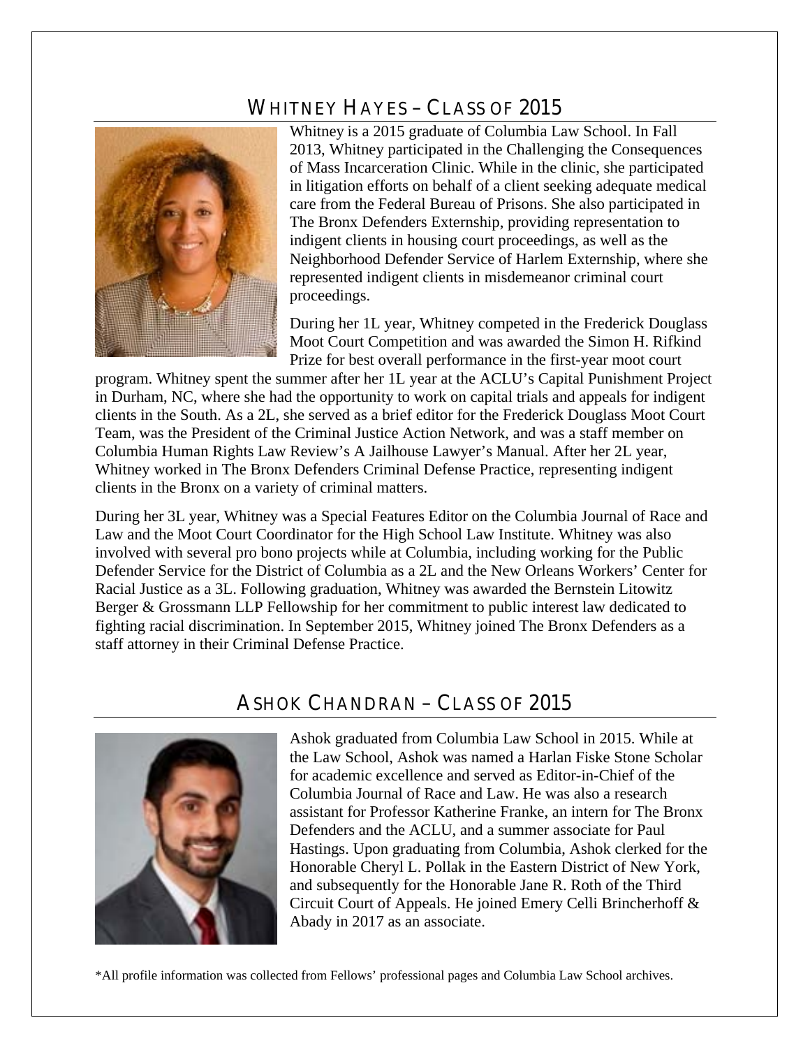## Whitney Hayes – Class of 2015

Whitney is a 2015 graduate of Columbia Law School. In Fall 2013, Whitney participated in the Challenging the Consequences of Mass Incarceration Clinic. While in the clinic, she participated in litigation efforts on behalf of a client seeking adequate medical care from the Federal Bureau of Prisons. She also participated in The Bronx Defenders Externship, providing representation to indigent clients in housing court proceedings, as well as the Neighborhood Defender Service of Harlem Externship, where she represented indigent clients in misdemeanor criminal court proceedings.

During her 1L year, Whitney competed in the Frederick Douglass Moot Court Competition and was awarded the Simon H. Rifkind Prize for best overall performance in the first-year moot court program. Whitney spent the summer after her 1L year at the ACLU's Capital Punishment Project in Durham, NC, where she had the opportunity to work on capital trials and appeals for indigent clients in the South. As a 2L, she served as a brief editor for the Frederick Douglass Moot Court Team, was the President of the Criminal Justice Action Network, and was a staff member on Columbia Human Rights Law Review's A Jailhouse Lawyer's Manual. After her 2L year, Whitney worked in The Bronx Defenders Criminal Defense Practice, representing indigent clients in the Bronx on a variety of criminal matters.

During her 3L year, Whitney was a Special Features Editor on the Columbia Journal of Race and Law and the Moot Court Coordinator for the High School Law Institute. Whitney was also involved with several pro bono projects while at Columbia, including working for the Public Defender Service for the District of Columbia as a 2L and the New Orleans Workers' Center for Racial Justice as a 3L. Following graduation, Whitney was awarded the Bernstein Litowitz Berger & Grossmann LLP Fellowship for her commitment to public interest law dedicated to fighting racial discrimination. In September 2015, Whitney joined The Bronx Defenders as a staff attorney in their Criminal Defense Practice.

## Ashok Chandran – Class of 2015

Ashok graduated from Columbia Law School in 2015. While at the Law School, Ashok was named a Harlan Fiske Stone Scholar for academic excellence and served as Editor-in-Chief of the Columbia Journal of Race and Law. He was also a research assistant for Professor Katherine Franke, an intern for The Bronx Defenders and the ACLU, and a summer associate for Paul Hastings. Upon graduating from Columbia, Ashok clerked for the Honorable Cheryl L. Pollak in the Eastern District of New York, and subsequently for the Honorable Jane R. Roth of the Third Circuit Court of Appeals. He joined Emery Celli Brincherhoff & Abady in 2017 as an associate.

*All profile information was collected from Fellows' professional pages and Columbia Law School archives.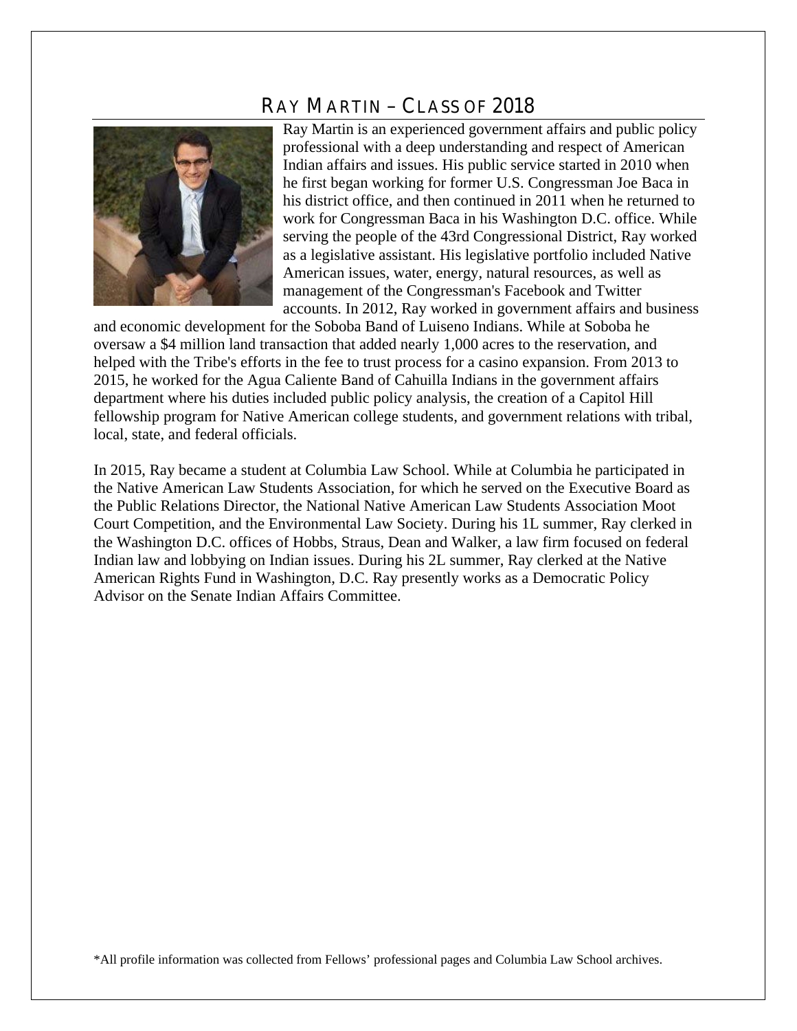## RAY MARTIN – CLASS OF 2018

Ray Martin is an experienced government affairs and public policy professional with a deep understanding and respect of American Indian affairs and issues. His public service started in 2010 when he first began working for former U.S. Congressman Joe Baca in his district office, and then continued in 2011 when he returned to work for Congressman Baca in his Washington D.C. office. While serving the people of the 43rd Congressional District, Ray worked as a legislative assistant. His legislative portfolio included Native American issues, water, energy, natural resources, as well as management of the Congressman's Facebook and Twitter accounts. In 2012, Ray worked in government affairs and business and economic development for the Soboba Band of Luiseno Indians. While at Soboba he oversaw a $4 million land transaction that added nearly 1,000 acres to the reservation, and helped with the Tribe's efforts in the fee to trust process for a casino expansion. From 2013 to 2015, he worked for the Agua Caliente Band of Cahuilla Indians in the government affairs department where his duties included public policy analysis, the creation of a Capitol Hill fellowship program for Native American college students, and government relations with tribal, local, state, and federal officials.

In 2015, Ray became a student at Columbia Law School. While at Columbia he participated in the Native American Law Students Association, for which he served on the Executive Board as the Public Relations Director, the National Native American Law Students Association Moot Court Competition, and the Environmental Law Society. During his 1L summer, Ray clerked in the Washington D.C. offices of Hobbs, Straus, Dean and Walker, a law firm focused on federal Indian law and lobbying on Indian issues. During his 2L summer, Ray clerked at the Native American Rights Fund in Washington, D.C. Ray presently works as a Democratic Policy Advisor on the Senate Indian Affairs Committee.

*All profile information was collected from Fellows' professional pages and Columbia Law School archives.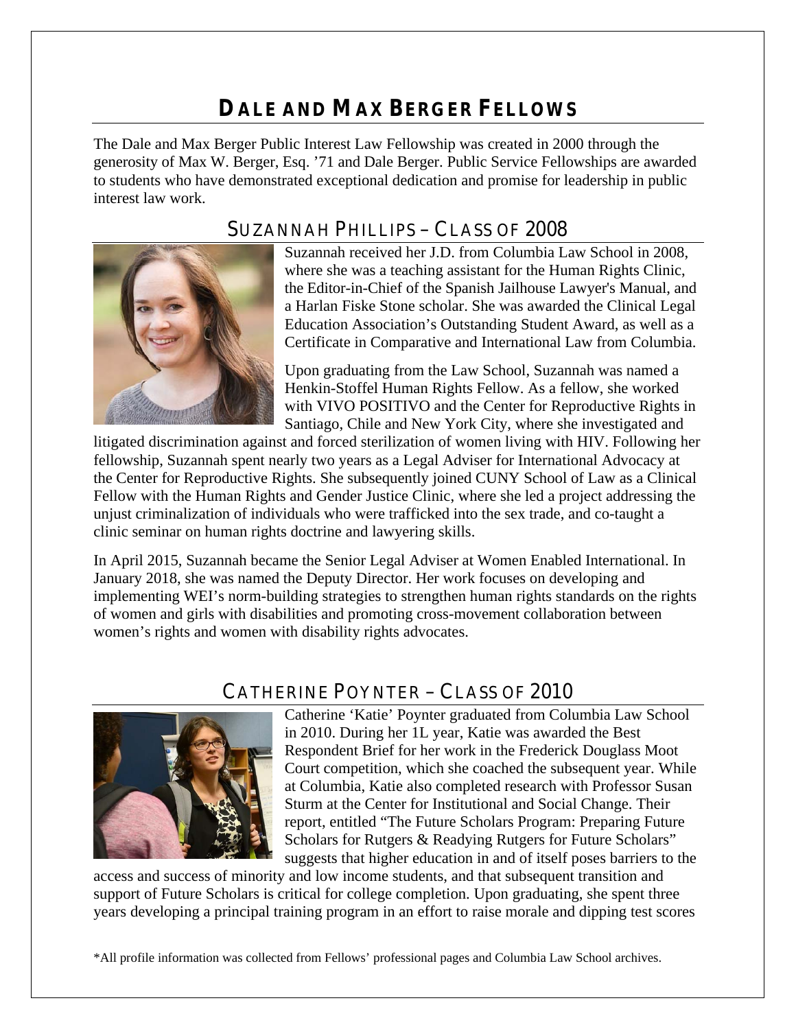# Dale and Max Berger Fellows

The Dale and Max Berger Public Interest Law Fellowship was created in 2000 through the generosity of Max W. Berger, Esq. '71 and Dale Berger. Public Service Fellowships are awarded to students who have demonstrated exceptional dedication and promise for leadership in public interest law work.

## Suzannah Phillips – Class of 2008

Suzannah received her J.D. from Columbia Law School in 2008, where she was a teaching assistant for the Human Rights Clinic, the Editor-in-Chief of the Spanish Jailhouse Lawyer's Manual, and a Harlan Fiske Stone scholar. She was awarded the Clinical Legal Education Association's Outstanding Student Award, as well as a Certificate in Comparative and International Law from Columbia.

Upon graduating from the Law School, Suzannah was named a Henkin-Stoffel Human Rights Fellow. As a fellow, she worked with VIVO POSITIVO and the Center for Reproductive Rights in Santiago, Chile and New York City, where she investigated and litigated discrimination against and forced sterilization of women living with HIV. Following her fellowship, Suzannah spent nearly two years as a Legal Adviser for International Advocacy at the Center for Reproductive Rights. She subsequently joined CUNY School of Law as a Clinical Fellow with the Human Rights and Gender Justice Clinic, where she led a project addressing the unjust criminalization of individuals who were trafficked into the sex trade, and co-taught a clinic seminar on human rights doctrine and lawyering skills.

In April 2015, Suzannah became the Senior Legal Adviser at Women Enabled International. In January 2018, she was named the Deputy Director. Her work focuses on developing and implementing WEI's norm-building strategies to strengthen human rights standards on the rights of women and girls with disabilities and promoting cross-movement collaboration between women's rights and women with disability rights advocates.

## Catherine Poynter – Class of 2010

Catherine 'Katie' Poynter graduated from Columbia Law School in 2010. During her 1L year, Katie was awarded the Best Respondent Brief for her work in the Frederick Douglass Moot Court competition, which she coached the subsequent year. While at Columbia, Katie also completed research with Professor Susan Sturm at the Center for Institutional and Social Change. Their report, entitled "The Future Scholars Program: Preparing Future Scholars for Rutgers & Readying Rutgers for Future Scholars" suggests that higher education in and of itself poses barriers to the access and success of minority and low income students, and that subsequent transition and support of Future Scholars is critical for college completion. Upon graduating, she spent three years developing a principal training program in an effort to raise morale and dipping test scores

*All profile information was collected from Fellows' professional pages and Columbia Law School archives.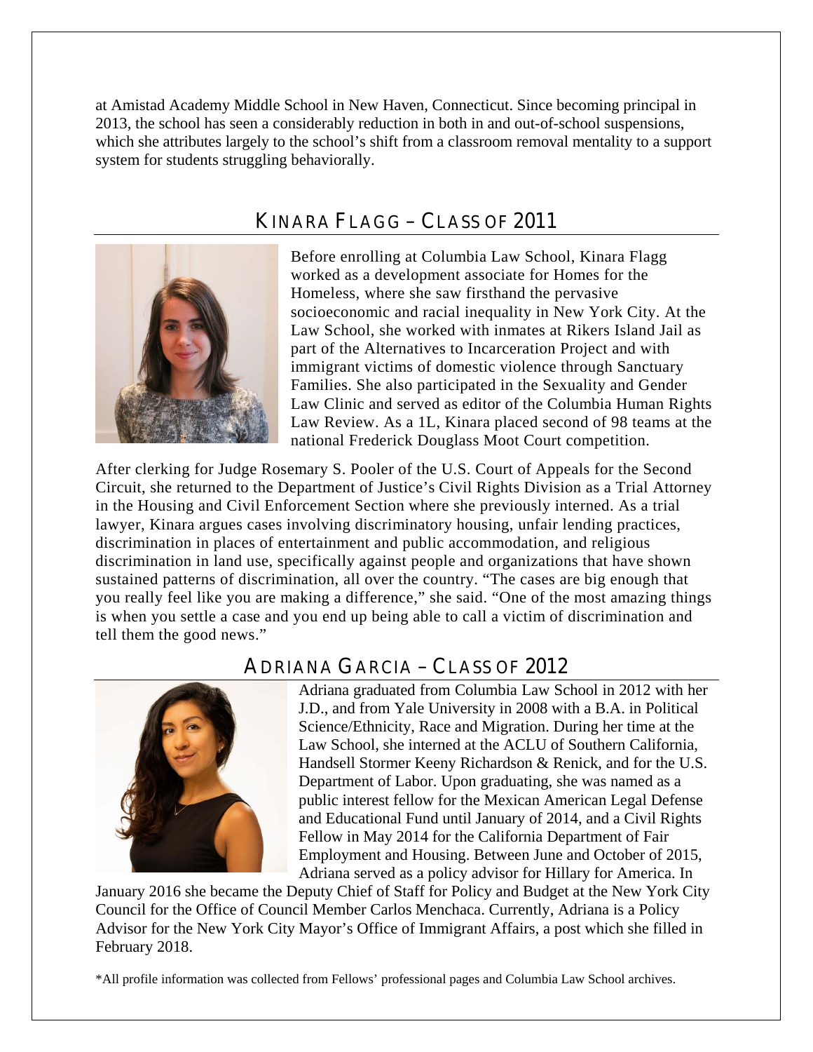at Amistad Academy Middle School in New Haven, Connecticut. Since becoming principal in 2013, the school has seen a considerably reduction in both in and out-of-school suspensions, which she attributes largely to the school's shift from a classroom removal mentality to a support system for students struggling behaviorally.

## KINARA FLAGG – CLASS OF 2011

Before enrolling at Columbia Law School, Kinara Flagg worked as a development associate for Homes for the Homeless, where she saw firsthand the pervasive socioeconomic and racial inequality in New York City. At the Law School, she worked with inmates at Rikers Island Jail as part of the Alternatives to Incarceration Project and with immigrant victims of domestic violence through Sanctuary Families. She also participated in the Sexuality and Gender Law Clinic and served as editor of the Columbia Human Rights Law Review. As a 1L, Kinara placed second of 98 teams at the national Frederick Douglass Moot Court competition.

After clerking for Judge Rosemary S. Pooler of the U.S. Court of Appeals for the Second Circuit, she returned to the Department of Justice's Civil Rights Division as a Trial Attorney in the Housing and Civil Enforcement Section where she previously interned. As a trial lawyer, Kinara argues cases involving discriminatory housing, unfair lending practices, discrimination in places of entertainment and public accommodation, and religious discrimination in land use, specifically against people and organizations that have shown sustained patterns of discrimination, all over the country. "The cases are big enough that you really feel like you are making a difference," she said. "One of the most amazing things is when you settle a case and you end up being able to call a victim of discrimination and tell them the good news."

## ADRIANA GARCIA – CLASS OF 2012

Adriana graduated from Columbia Law School in 2012 with her J.D., and from Yale University in 2008 with a B.A. in Political Science/Ethnicity, Race and Migration. During her time at the Law School, she interned at the ACLU of Southern California, Handsell Stormer Keeny Richardson & Renick, and for the U.S. Department of Labor. Upon graduating, she was named as a public interest fellow for the Mexican American Legal Defense and Educational Fund until January of 2014, and a Civil Rights Fellow in May 2014 for the California Department of Fair Employment and Housing. Between June and October of 2015, Adriana served as a policy advisor for Hillary for America. In January 2016 she became the Deputy Chief of Staff for Policy and Budget at the New York City Council for the Office of Council Member Carlos Menchaca. Currently, Adriana is a Policy Advisor for the New York City Mayor's Office of Immigrant Affairs, a post which she filled in February 2018.

*All profile information was collected from Fellows' professional pages and Columbia Law School archives.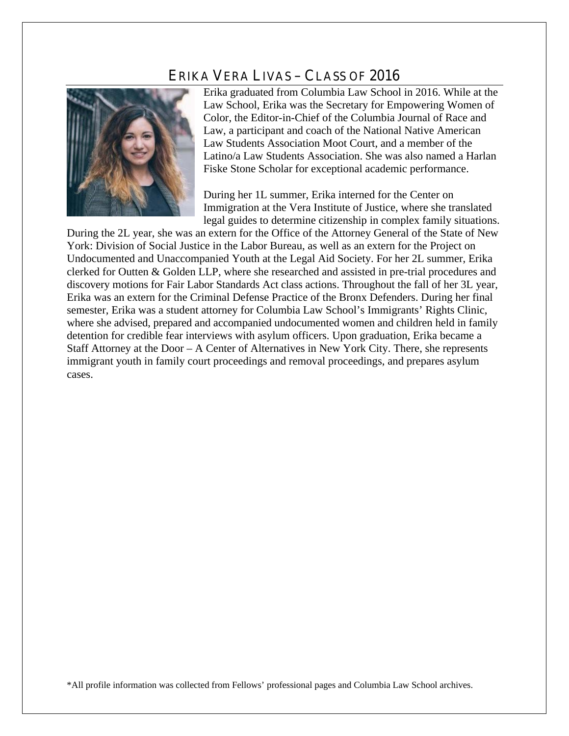## Erika Vera Livas – Class of 2016

Erika graduated from Columbia Law School in 2016. While at the Law School, Erika was the Secretary for Empowering Women of Color, the Editor-in-Chief of the Columbia Journal of Race and Law, a participant and coach of the National Native American Law Students Association Moot Court, and a member of the Latino/a Law Students Association. She was also named a Harlan Fiske Stone Scholar for exceptional academic performance.

During her 1L summer, Erika interned for the Center on Immigration at the Vera Institute of Justice, where she translated legal guides to determine citizenship in complex family situations. During the 2L year, she was an extern for the Office of the Attorney General of the State of New York: Division of Social Justice in the Labor Bureau, as well as an extern for the Project on Undocumented and Unaccompanied Youth at the Legal Aid Society. For her 2L summer, Erika clerked for Outten & Golden LLP, where she researched and assisted in pre-trial procedures and discovery motions for Fair Labor Standards Act class actions. Throughout the fall of her 3L year, Erika was an extern for the Criminal Defense Practice of the Bronx Defenders. During her final semester, Erika was a student attorney for Columbia Law School's Immigrants' Rights Clinic, where she advised, prepared and accompanied undocumented women and children held in family detention for credible fear interviews with asylum officers. Upon graduation, Erika became a Staff Attorney at the Door – A Center of Alternatives in New York City. There, she represents immigrant youth in family court proceedings and removal proceedings, and prepares asylum cases.

*All profile information was collected from Fellows' professional pages and Columbia Law School archives.